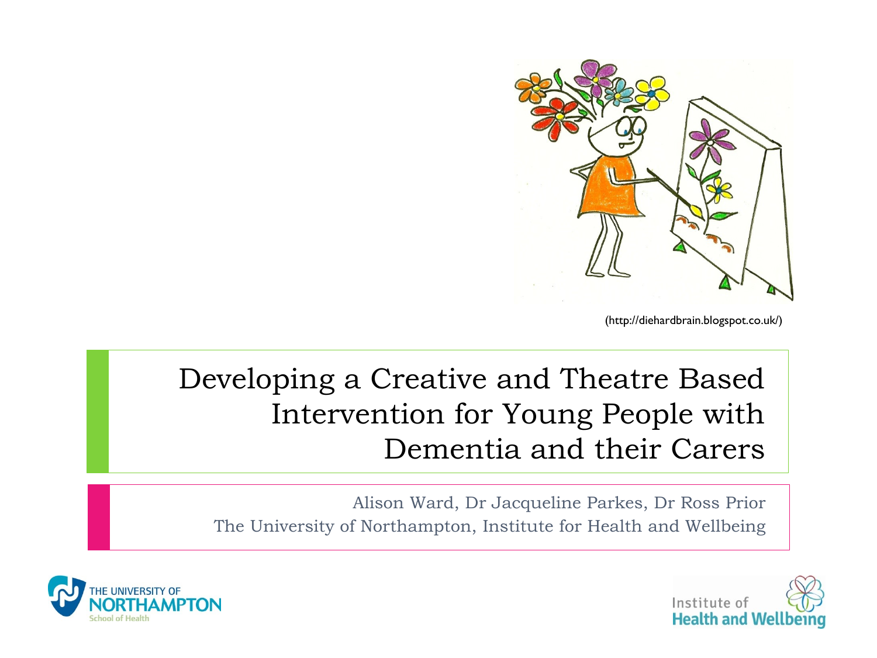(http://diehardbrain.blogspot.co.uk/)

# Developing a Creative and Theatre Based Intervention for Young People with Dementia and their Carers

Alison Ward, Dr Jacqueline Parkes, Dr Ross Prior
The University of Northampton, Institute for Health and Wellbeing

THE UNIVERSITY OF NORTHAMPTON
School of Health

Institute of Health and Wellbeing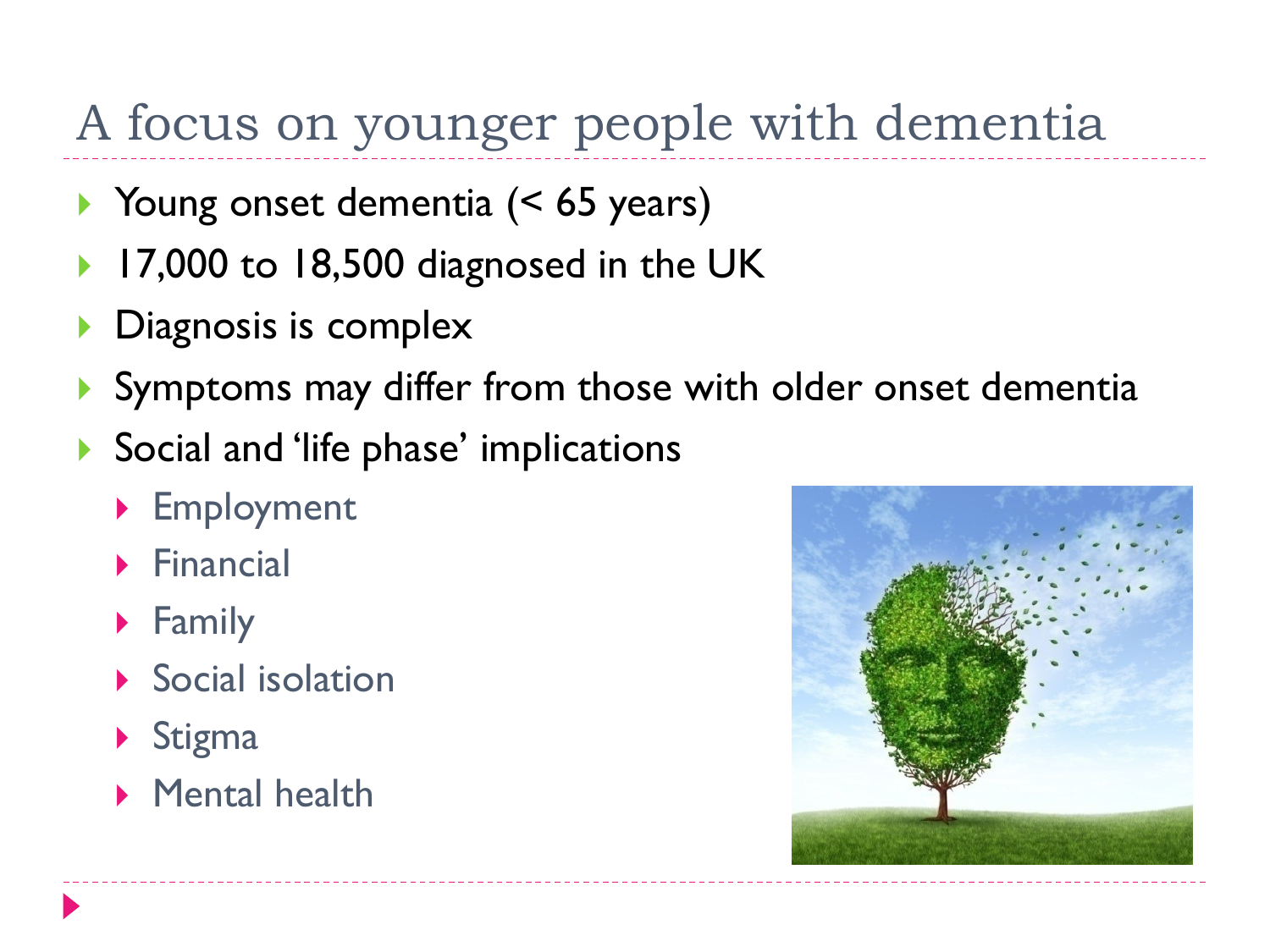# A focus on younger people with dementia

- Young onset dementia (< 65 years)
- 17,000 to 18,500 diagnosed in the UK
- Diagnosis is complex
- Symptoms may differ from those with older onset dementia
- Social and 'life phase' implications
  - Employment
  - Financial
  - Family
  - Social isolation
  - Stigma
  - Mental health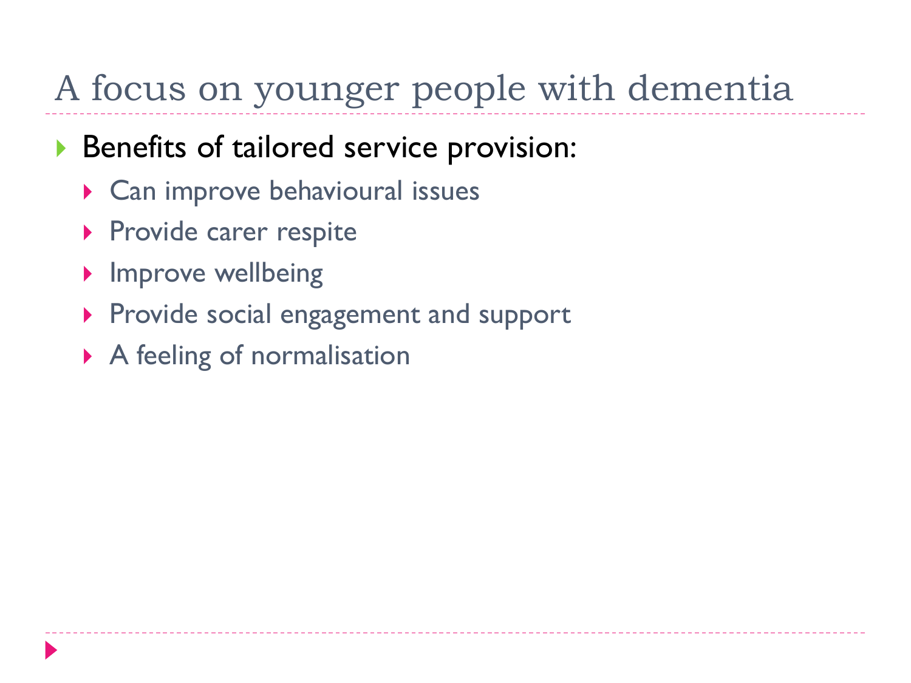# A focus on younger people with dementia

- Benefits of tailored service provision:
  - Can improve behavioural issues
  - Provide carer respite
  - Improve wellbeing
  - Provide social engagement and support
  - A feeling of normalisation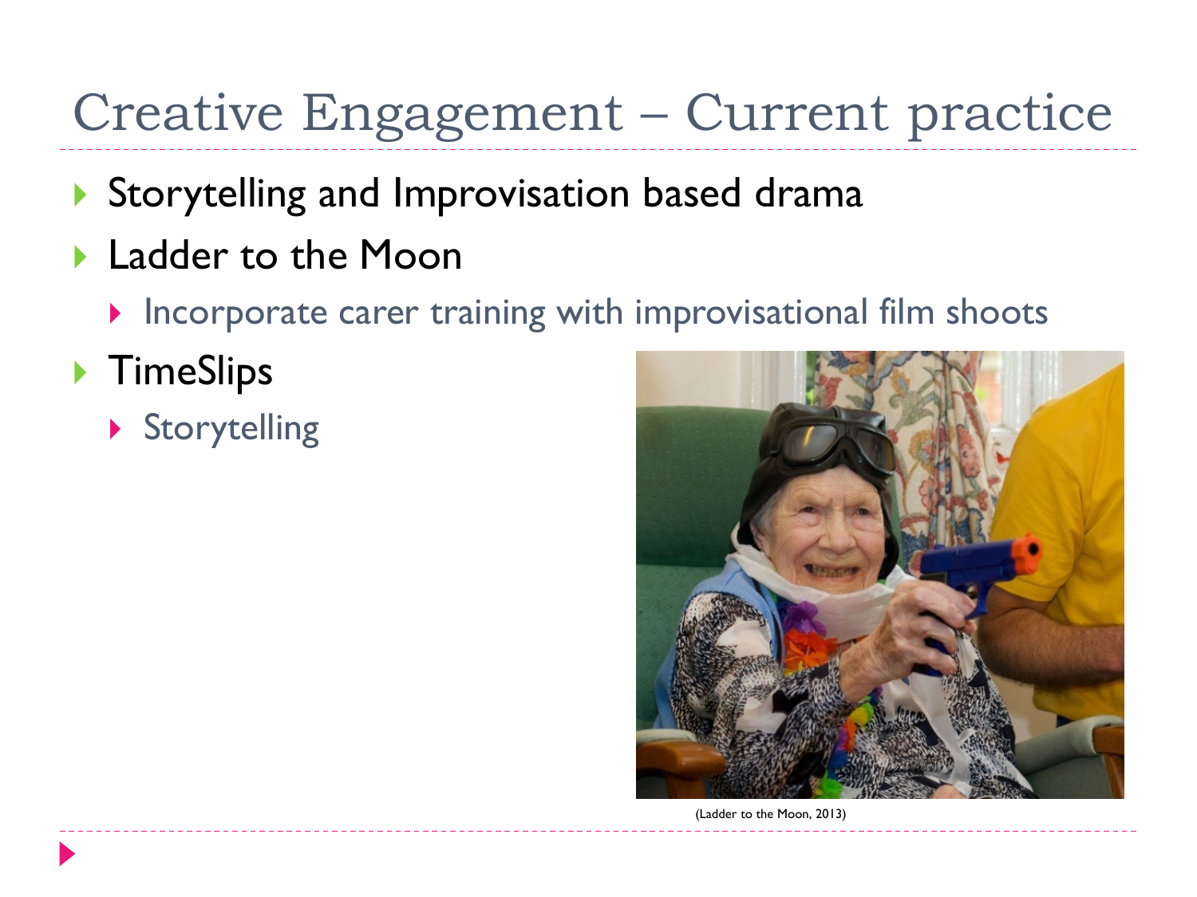# Creative Engagement – Current practice

- Storytelling and Improvisation based drama
- Ladder to the Moon
  - Incorporate carer training with improvisational film shoots
- TimeSlips
  - Storytelling

(Ladder to the Moon, 2013)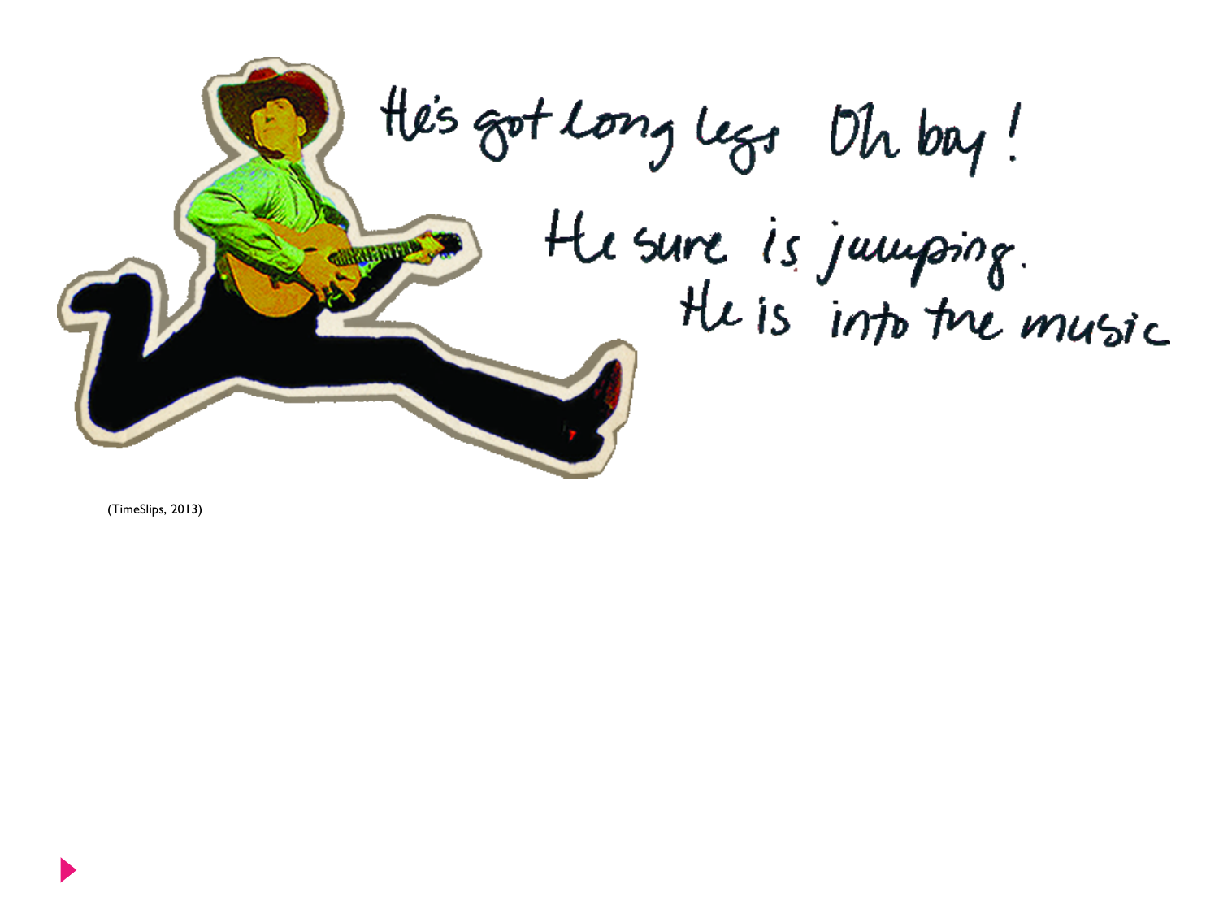He's got long legs Oh boy!

He sure is jumping.

He is into the music

(TimeSlips, 2013)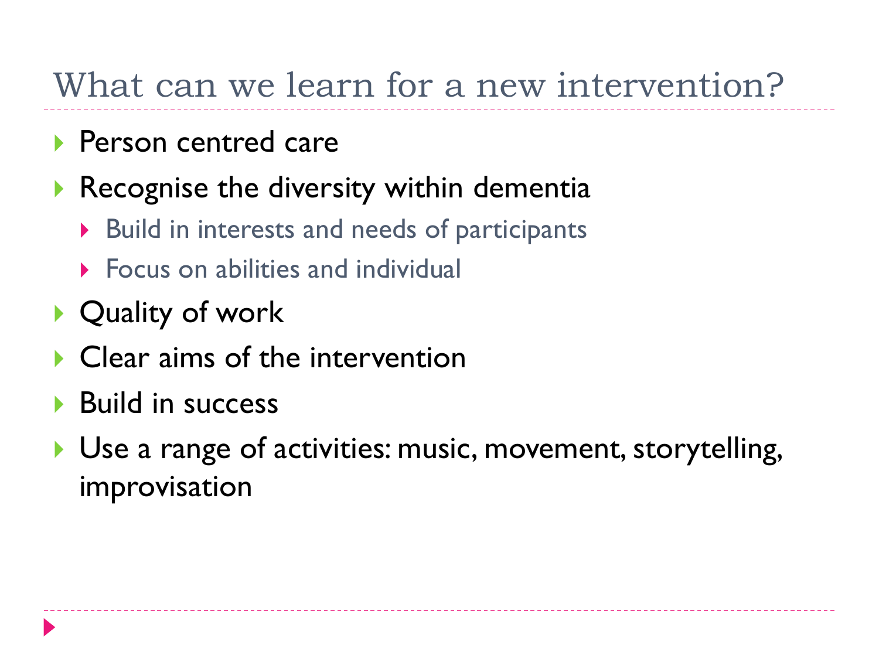# What can we learn for a new intervention?

- Person centred care
- Recognise the diversity within dementia
  - Build in interests and needs of participants
  - Focus on abilities and individual
- Quality of work
- Clear aims of the intervention
- Build in success
- Use a range of activities: music, movement, storytelling, improvisation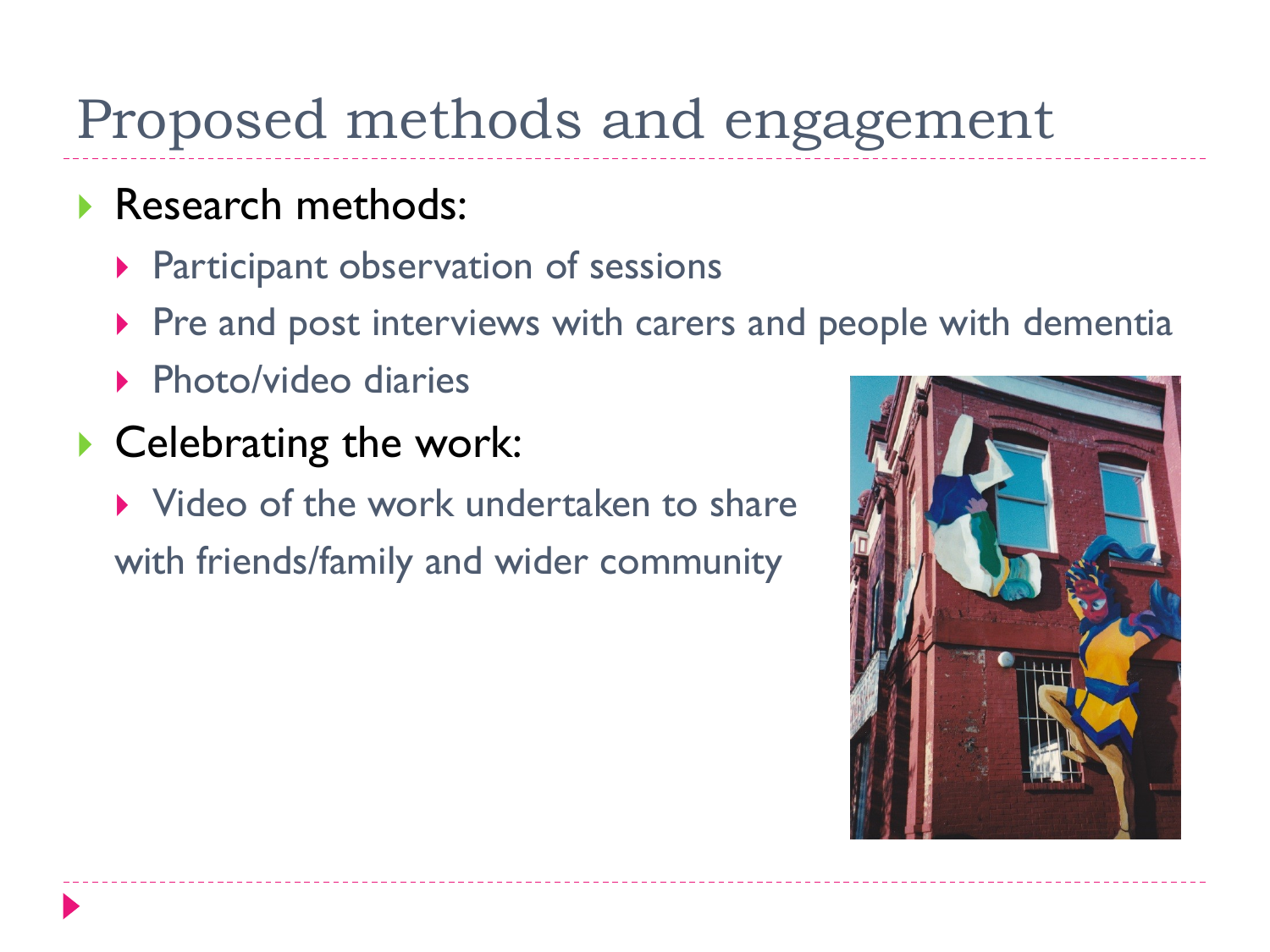# Proposed methods and engagement

- Research methods:
  - Participant observation of sessions
  - Pre and post interviews with carers and people with dementia
  - Photo/video diaries
- Celebrating the work:
  - Video of the work undertaken to share with friends/family and wider community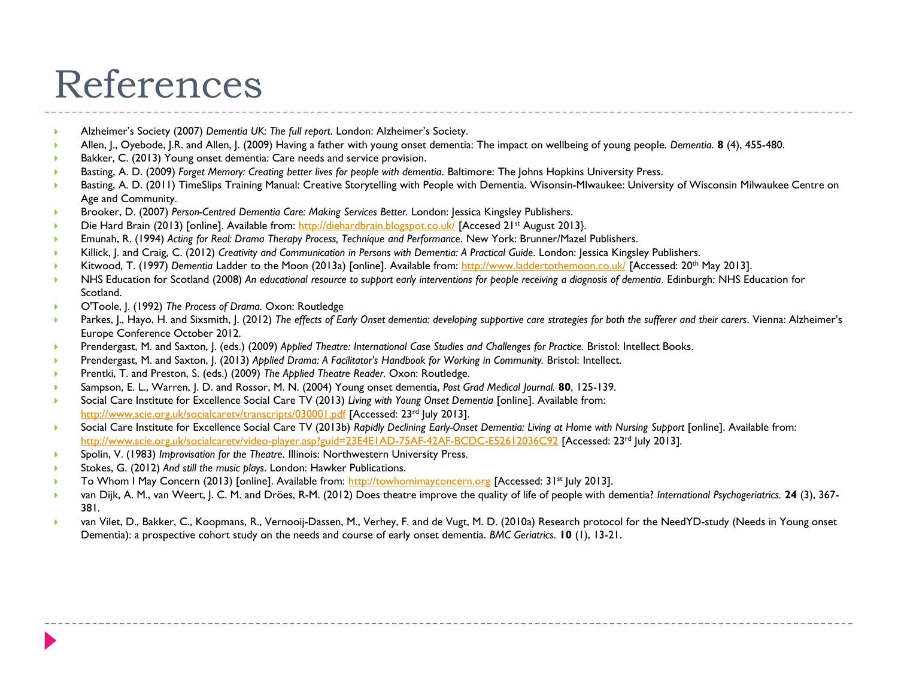# References

- Alzheimer's Society (2007) *Dementia UK: The full report*. London: Alzheimer's Society.
- Allen, J., Oyebode, J.R. and Allen, J. (2009) Having a father with young onset dementia: The impact on wellbeing of young people. *Dementia*. **8** (4), 455-480.
- Bakker, C. (2013) Young onset dementia: Care needs and service provision.
- Basting, A. D. (2009) *Forget Memory: Creating better lives for people with dementia*. Baltimore: The Johns Hopkins University Press.
- Basting, A. D. (2011) TimeSlips Training Manual: Creative Storytelling with People with Dementia. Wisonsin-Mlwaukee: University of Wisconsin Milwaukee Centre on Age and Community.
- Brooker, D. (2007) *Person-Centred Dementia Care: Making Services Better*. London: Jessica Kingsley Publishers.
- Die Hard Brain (2013) [online]. Available from: http://diehardbrain.blogspot.co.uk/ [Accesed 21st August 2013}.
- Emunah, R. (1994) *Acting for Real: Drama Therapy Process, Technique and Performance*. New York: Brunner/Mazel Publishers.
- Killick, J. and Craig, C. (2012) *Creativity and Communication in Persons with Dementia: A Practical Guide*. London: Jessica Kingsley Publishers.
- Kitwood, T. (1997) *Dementia* Ladder to the Moon (2013a) [online]. Available from: http://www.laddertothemoon.co.uk/ [Accessed: 20th May 2013].
- NHS Education for Scotland (2008) *An educational resource to support early interventions for people receiving a diagnosis of dementia*. Edinburgh: NHS Education for Scotland.
- O'Toole, J. (1992) *The Process of Drama.* Oxon: Routledge
- Parkes, J., Hayo, H. and Sixsmith, J. (2012) *The effects of Early Onset dementia: developing supportive care strategies for both the sufferer and their carers*. Vienna: Alzheimer's Europe Conference October 2012.
- Prendergast, M. and Saxton, J. (eds.) (2009) *Applied Theatre: International Case Studies and Challenges for Practice.* Bristol: Intellect Books.
- Prendergast, M. and Saxton, J. (2013) *Applied Drama: A Facilitator's Handbook for Working in Community.* Bristol: Intellect.
- Prentki, T. and Preston, S. (eds.) (2009) *The Applied Theatre Reader*. Oxon: Routledge.
- Sampson, E. L., Warren, J. D. and Rossor, M. N. (2004) Young onset dementia, *Post Grad Medical Journal.* **80**, 125-139.
- Social Care Institute for Excellence Social Care TV (2013) *Living with Young Onset Dementia* [online]. Available from: http://www.scie.org.uk/socialcaretv/transcripts/030001.pdf [Accessed: 23rd July 2013].
- Social Care Institute for Excellence Social Care TV (2013b) *Rapidly Declining Early-Onset Dementia: Living at Home with Nursing Support* [online]. Available from: http://www.scie.org.uk/socialcaretv/video-player.asp?guid=23E4E1AD-75AF-42AF-BCDC-E52612036C92 [Accessed: 23rd July 2013].
- Spolin, V. (1983) *Improvisation for the Theatre*. Illinois: Northwestern University Press.
- Stokes, G. (2012) *And still the music plays*. London: Hawker Publications.
- To Whom I May Concern (2013) [online]. Available from: http://towhomimayconcern.org [Accessed: 31st July 2013].
- van Dijk, A. M., van Weert, J. C. M. and Dröes, R-M. (2012) Does theatre improve the quality of life of people with dementia? *International Psychogeriatrics.* **24** (3), 367-381.
- van Vilet, D., Bakker, C., Koopmans, R., Vernooij-Dassen, M., Verhey, F. and de Vugt, M. D. (2010a) Research protocol for the NeedYD-study (Needs in Young onset Dementia): a prospective cohort study on the needs and course of early onset dementia. *BMC Geriatrics*. **10** (1), 13-21.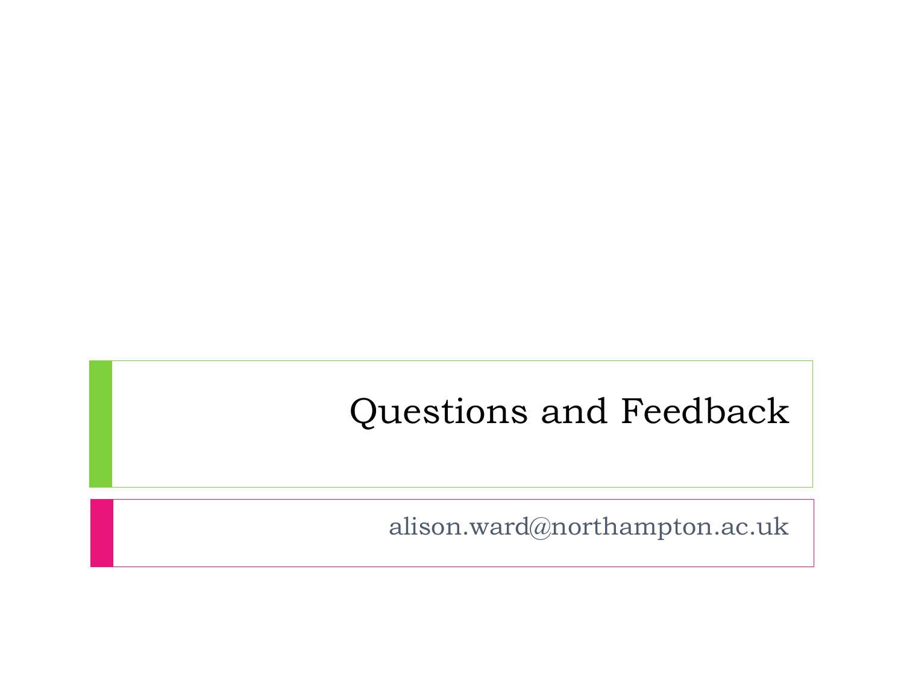# Questions and Feedback

alison.ward@northampton.ac.uk